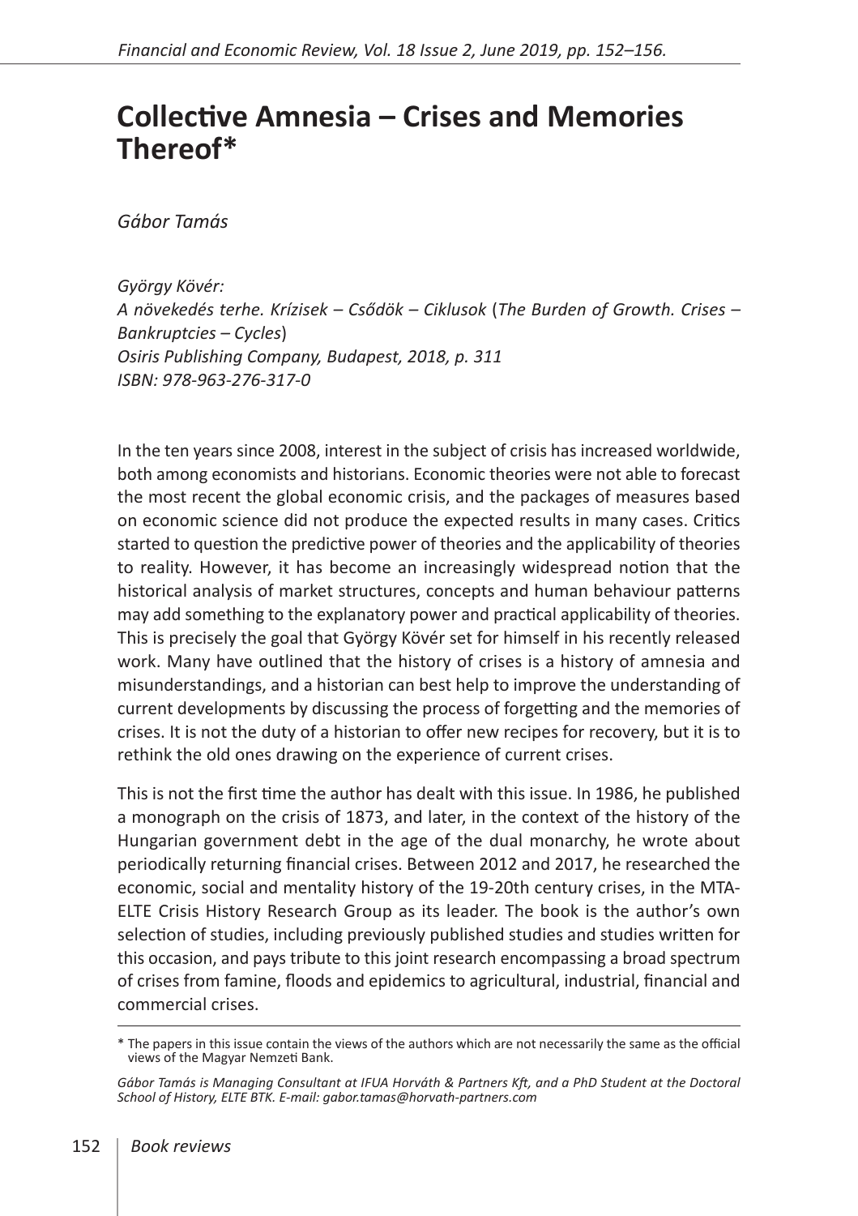# Collective Amnesia – Crises and Memories Thereof*

*Gábor Tamás*

*György Kövér:*
*A növekedés terhe. Krízisek – Csődök – Ciklusok* (*The Burden of Growth. Crises – Bankruptcies – Cycles*)
*Osiris Publishing Company, Budapest, 2018, p. 311*
*ISBN: 978-963-276-317-0*

In the ten years since 2008, interest in the subject of crisis has increased worldwide, both among economists and historians. Economic theories were not able to forecast the most recent the global economic crisis, and the packages of measures based on economic science did not produce the expected results in many cases. Critics started to question the predictive power of theories and the applicability of theories to reality. However, it has become an increasingly widespread notion that the historical analysis of market structures, concepts and human behaviour patterns may add something to the explanatory power and practical applicability of theories. This is precisely the goal that György Kövér set for himself in his recently released work. Many have outlined that the history of crises is a history of amnesia and misunderstandings, and a historian can best help to improve the understanding of current developments by discussing the process of forgetting and the memories of crises. It is not the duty of a historian to offer new recipes for recovery, but it is to rethink the old ones drawing on the experience of current crises.

This is not the first time the author has dealt with this issue. In 1986, he published a monograph on the crisis of 1873, and later, in the context of the history of the Hungarian government debt in the age of the dual monarchy, he wrote about periodically returning financial crises. Between 2012 and 2017, he researched the economic, social and mentality history of the 19-20th century crises, in the MTA-ELTE Crisis History Research Group as its leader. The book is the author's own selection of studies, including previously published studies and studies written for this occasion, and pays tribute to this joint research encompassing a broad spectrum of crises from famine, floods and epidemics to agricultural, industrial, financial and commercial crises.

\* The papers in this issue contain the views of the authors which are not necessarily the same as the official views of the Magyar Nemzeti Bank.

*Gábor Tamás is Managing Consultant at IFUA Horváth & Partners Kft, and a PhD Student at the Doctoral School of History, ELTE BTK. E-mail: gabor.tamas@horvath-partners.com*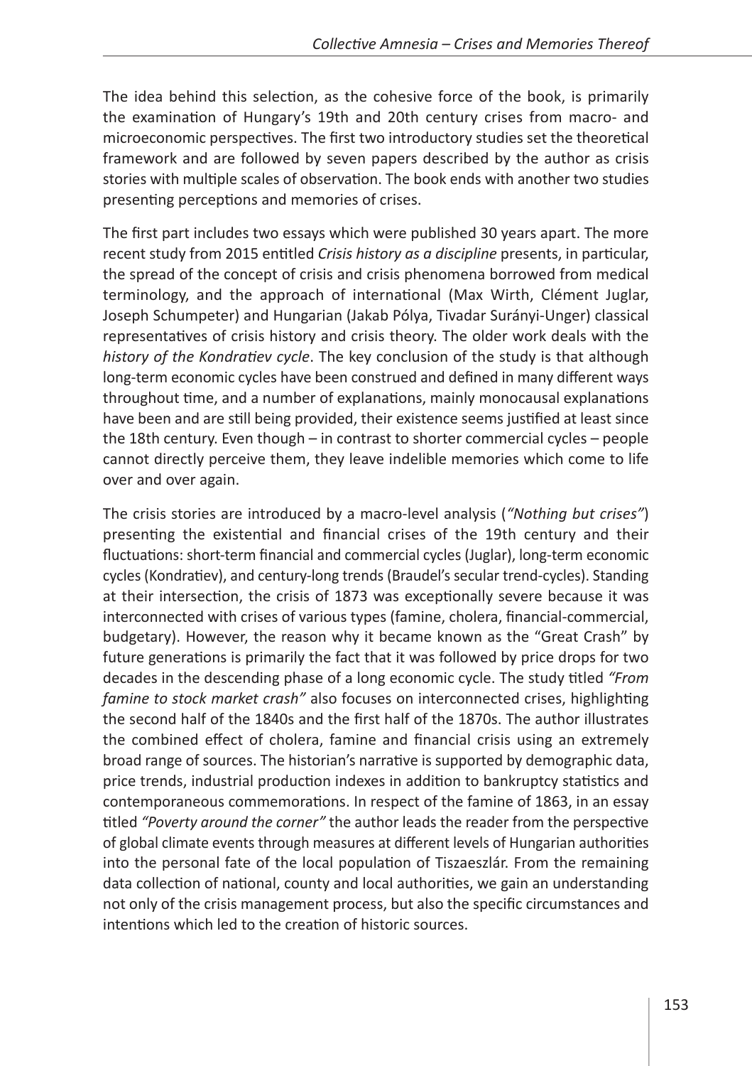The idea behind this selection, as the cohesive force of the book, is primarily the examination of Hungary's 19th and 20th century crises from macro- and microeconomic perspectives. The first two introductory studies set the theoretical framework and are followed by seven papers described by the author as crisis stories with multiple scales of observation. The book ends with another two studies presenting perceptions and memories of crises.

The first part includes two essays which were published 30 years apart. The more recent study from 2015 entitled *Crisis history as a discipline* presents, in particular, the spread of the concept of crisis and crisis phenomena borrowed from medical terminology, and the approach of international (Max Wirth, Clément Juglar, Joseph Schumpeter) and Hungarian (Jakab Pólya, Tivadar Surányi-Unger) classical representatives of crisis history and crisis theory. The older work deals with the *history of the Kondratiev cycle*. The key conclusion of the study is that although long-term economic cycles have been construed and defined in many different ways throughout time, and a number of explanations, mainly monocausal explanations have been and are still being provided, their existence seems justified at least since the 18th century. Even though – in contrast to shorter commercial cycles – people cannot directly perceive them, they leave indelible memories which come to life over and over again.

The crisis stories are introduced by a macro-level analysis (*"Nothing but crises"*) presenting the existential and financial crises of the 19th century and their fluctuations: short-term financial and commercial cycles (Juglar), long-term economic cycles (Kondratiev), and century-long trends (Braudel's secular trend-cycles). Standing at their intersection, the crisis of 1873 was exceptionally severe because it was interconnected with crises of various types (famine, cholera, financial-commercial, budgetary). However, the reason why it became known as the "Great Crash" by future generations is primarily the fact that it was followed by price drops for two decades in the descending phase of a long economic cycle. The study titled *"From famine to stock market crash"* also focuses on interconnected crises, highlighting the second half of the 1840s and the first half of the 1870s. The author illustrates the combined effect of cholera, famine and financial crisis using an extremely broad range of sources. The historian's narrative is supported by demographic data, price trends, industrial production indexes in addition to bankruptcy statistics and contemporaneous commemorations. In respect of the famine of 1863, in an essay titled *"Poverty around the corner"* the author leads the reader from the perspective of global climate events through measures at different levels of Hungarian authorities into the personal fate of the local population of Tiszaeszlár. From the remaining data collection of national, county and local authorities, we gain an understanding not only of the crisis management process, but also the specific circumstances and intentions which led to the creation of historic sources.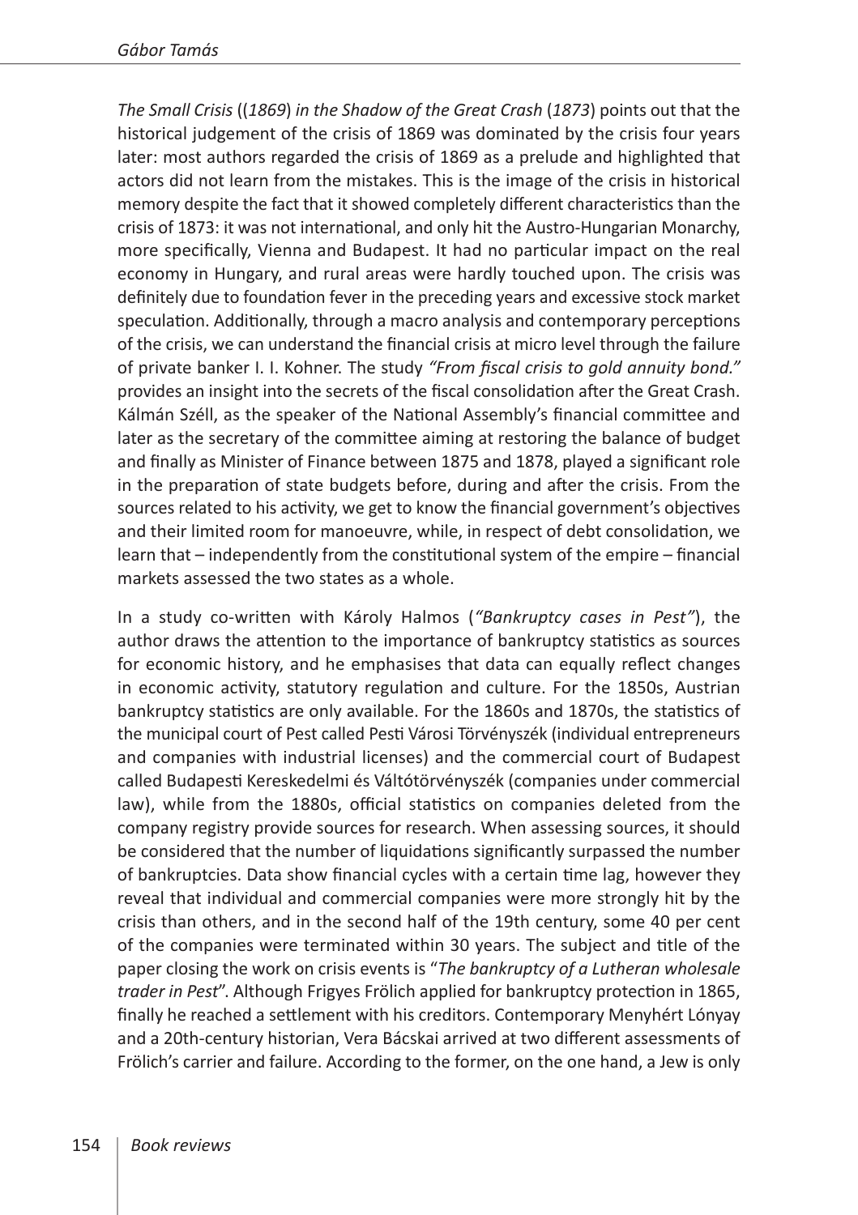*The Small Crisis* ((*1869*) *in the Shadow of the Great Crash* (*1873*) points out that the historical judgement of the crisis of 1869 was dominated by the crisis four years later: most authors regarded the crisis of 1869 as a prelude and highlighted that actors did not learn from the mistakes. This is the image of the crisis in historical memory despite the fact that it showed completely different characteristics than the crisis of 1873: it was not international, and only hit the Austro-Hungarian Monarchy, more specifically, Vienna and Budapest. It had no particular impact on the real economy in Hungary, and rural areas were hardly touched upon. The crisis was definitely due to foundation fever in the preceding years and excessive stock market speculation. Additionally, through a macro analysis and contemporary perceptions of the crisis, we can understand the financial crisis at micro level through the failure of private banker I. I. Kohner. The study *"From fiscal crisis to gold annuity bond."* provides an insight into the secrets of the fiscal consolidation after the Great Crash. Kálmán Széll, as the speaker of the National Assembly's financial committee and later as the secretary of the committee aiming at restoring the balance of budget and finally as Minister of Finance between 1875 and 1878, played a significant role in the preparation of state budgets before, during and after the crisis. From the sources related to his activity, we get to know the financial government's objectives and their limited room for manoeuvre, while, in respect of debt consolidation, we learn that – independently from the constitutional system of the empire – financial markets assessed the two states as a whole.

In a study co-written with Károly Halmos (*"Bankruptcy cases in Pest"*), the author draws the attention to the importance of bankruptcy statistics as sources for economic history, and he emphasises that data can equally reflect changes in economic activity, statutory regulation and culture. For the 1850s, Austrian bankruptcy statistics are only available. For the 1860s and 1870s, the statistics of the municipal court of Pest called Pesti Városi Törvényszék (individual entrepreneurs and companies with industrial licenses) and the commercial court of Budapest called Budapesti Kereskedelmi és Váltótörvényszék (companies under commercial law), while from the 1880s, official statistics on companies deleted from the company registry provide sources for research. When assessing sources, it should be considered that the number of liquidations significantly surpassed the number of bankruptcies. Data show financial cycles with a certain time lag, however they reveal that individual and commercial companies were more strongly hit by the crisis than others, and in the second half of the 19th century, some 40 per cent of the companies were terminated within 30 years. The subject and title of the paper closing the work on crisis events is "*The bankruptcy of a Lutheran wholesale trader in Pest*". Although Frigyes Frölich applied for bankruptcy protection in 1865, finally he reached a settlement with his creditors. Contemporary Menyhért Lónyay and a 20th-century historian, Vera Bácskai arrived at two different assessments of Frölich's carrier and failure. According to the former, on the one hand, a Jew is only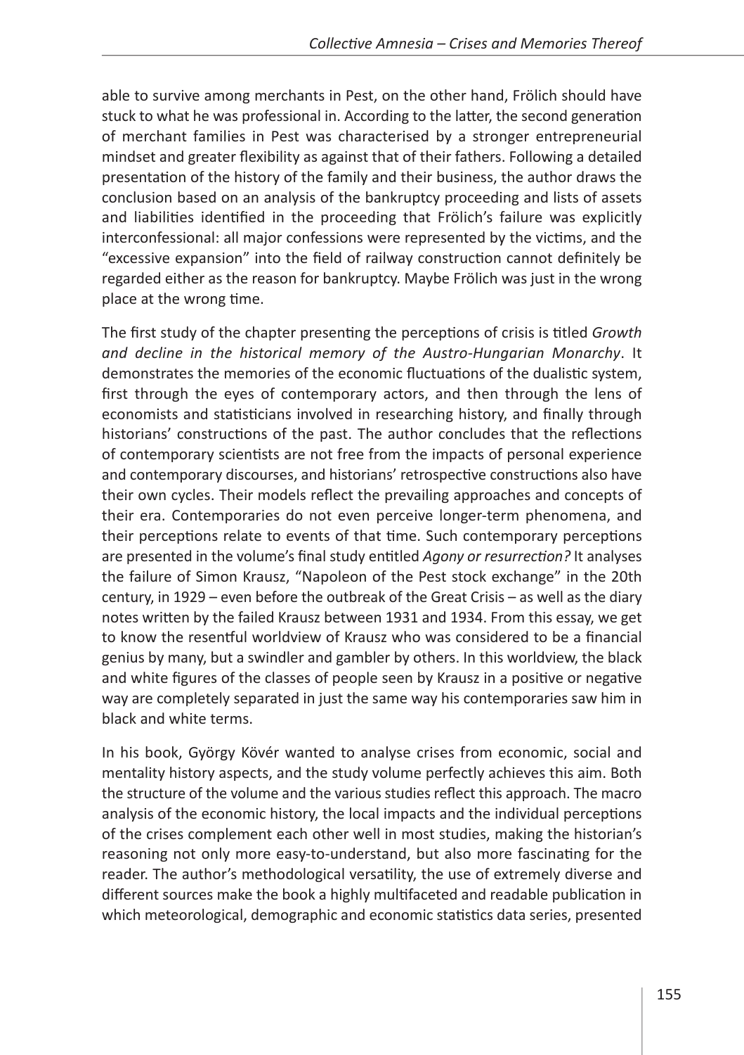able to survive among merchants in Pest, on the other hand, Frölich should have stuck to what he was professional in. According to the latter, the second generation of merchant families in Pest was characterised by a stronger entrepreneurial mindset and greater flexibility as against that of their fathers. Following a detailed presentation of the history of the family and their business, the author draws the conclusion based on an analysis of the bankruptcy proceeding and lists of assets and liabilities identified in the proceeding that Frölich's failure was explicitly interconfessional: all major confessions were represented by the victims, and the "excessive expansion" into the field of railway construction cannot definitely be regarded either as the reason for bankruptcy. Maybe Frölich was just in the wrong place at the wrong time.

The first study of the chapter presenting the perceptions of crisis is titled *Growth and decline in the historical memory of the Austro-Hungarian Monarchy*. It demonstrates the memories of the economic fluctuations of the dualistic system, first through the eyes of contemporary actors, and then through the lens of economists and statisticians involved in researching history, and finally through historians' constructions of the past. The author concludes that the reflections of contemporary scientists are not free from the impacts of personal experience and contemporary discourses, and historians' retrospective constructions also have their own cycles. Their models reflect the prevailing approaches and concepts of their era. Contemporaries do not even perceive longer-term phenomena, and their perceptions relate to events of that time. Such contemporary perceptions are presented in the volume's final study entitled *Agony or resurrection?* It analyses the failure of Simon Krausz, "Napoleon of the Pest stock exchange" in the 20th century, in 1929 – even before the outbreak of the Great Crisis – as well as the diary notes written by the failed Krausz between 1931 and 1934. From this essay, we get to know the resentful worldview of Krausz who was considered to be a financial genius by many, but a swindler and gambler by others. In this worldview, the black and white figures of the classes of people seen by Krausz in a positive or negative way are completely separated in just the same way his contemporaries saw him in black and white terms.

In his book, György Kövér wanted to analyse crises from economic, social and mentality history aspects, and the study volume perfectly achieves this aim. Both the structure of the volume and the various studies reflect this approach. The macro analysis of the economic history, the local impacts and the individual perceptions of the crises complement each other well in most studies, making the historian's reasoning not only more easy-to-understand, but also more fascinating for the reader. The author's methodological versatility, the use of extremely diverse and different sources make the book a highly multifaceted and readable publication in which meteorological, demographic and economic statistics data series, presented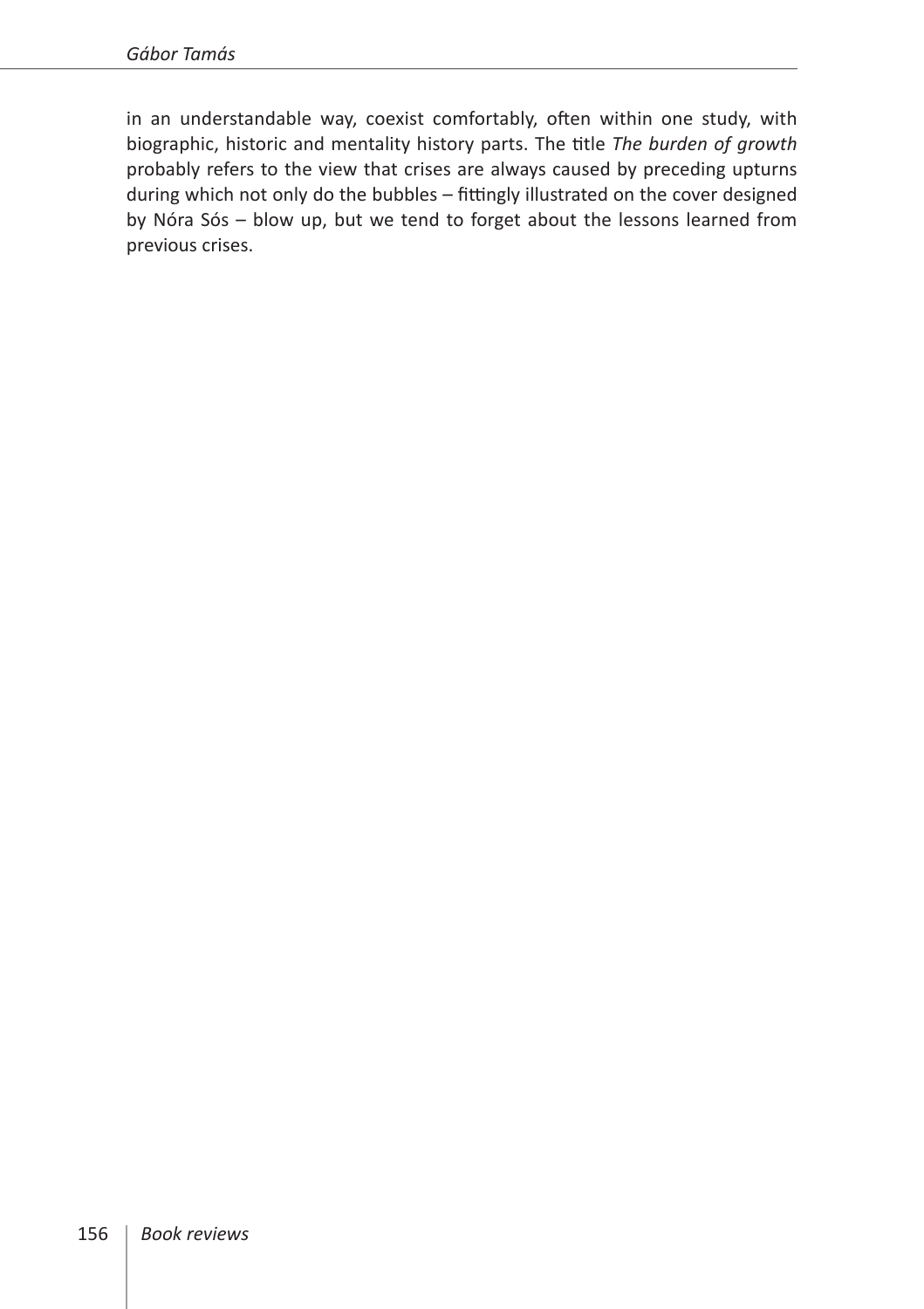in an understandable way, coexist comfortably, often within one study, with biographic, historic and mentality history parts. The title *The burden of growth* probably refers to the view that crises are always caused by preceding upturns during which not only do the bubbles – fittingly illustrated on the cover designed by Nóra Sós – blow up, but we tend to forget about the lessons learned from previous crises.